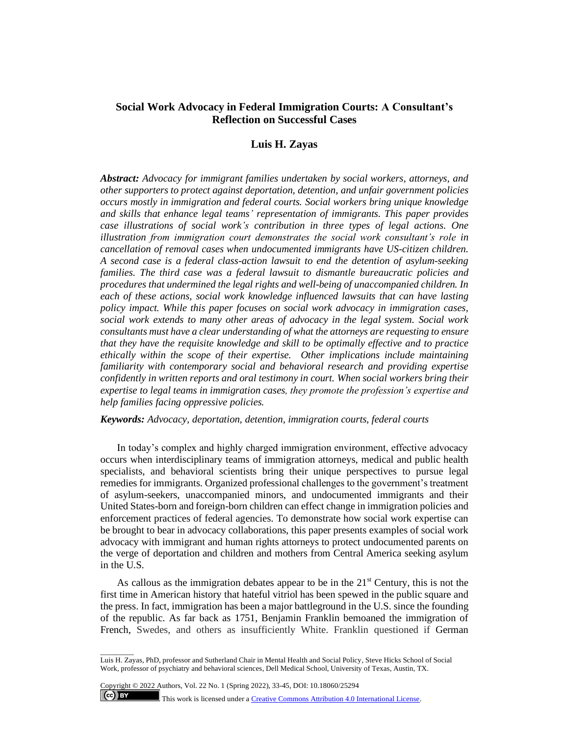# Social Work Advocacy in Federal Immigration Courts: A Consultant's Reflection on Successful Cases

## Luis H. Zayas

***Abstract:*** *Advocacy for immigrant families undertaken by social workers, attorneys, and other supporters to protect against deportation, detention, and unfair government policies occurs mostly in immigration and federal courts. Social workers bring unique knowledge and skills that enhance legal teams' representation of immigrants. This paper provides case illustrations of social work's contribution in three types of legal actions. One illustration from immigration court demonstrates the social work consultant's role in cancellation of removal cases when undocumented immigrants have US-citizen children. A second case is a federal class-action lawsuit to end the detention of asylum-seeking families. The third case was a federal lawsuit to dismantle bureaucratic policies and procedures that undermined the legal rights and well-being of unaccompanied children. In each of these actions, social work knowledge influenced lawsuits that can have lasting policy impact. While this paper focuses on social work advocacy in immigration cases, social work extends to many other areas of advocacy in the legal system. Social work consultants must have a clear understanding of what the attorneys are requesting to ensure that they have the requisite knowledge and skill to be optimally effective and to practice ethically within the scope of their expertise. Other implications include maintaining familiarity with contemporary social and behavioral research and providing expertise confidently in written reports and oral testimony in court. When social workers bring their expertise to legal teams in immigration cases, they promote the profession's expertise and help families facing oppressive policies.*

***Keywords:*** *Advocacy, deportation, detention, immigration courts, federal courts*

In today's complex and highly charged immigration environment, effective advocacy occurs when interdisciplinary teams of immigration attorneys, medical and public health specialists, and behavioral scientists bring their unique perspectives to pursue legal remedies for immigrants. Organized professional challenges to the government's treatment of asylum-seekers, unaccompanied minors, and undocumented immigrants and their United States-born and foreign-born children can effect change in immigration policies and enforcement practices of federal agencies. To demonstrate how social work expertise can be brought to bear in advocacy collaborations, this paper presents examples of social work advocacy with immigrant and human rights attorneys to protect undocumented parents on the verge of deportation and children and mothers from Central America seeking asylum in the U.S.

As callous as the immigration debates appear to be in the 21st Century, this is not the first time in American history that hateful vitriol has been spewed in the public square and the press. In fact, immigration has been a major battleground in the U.S. since the founding of the republic. As far back as 1751, Benjamin Franklin bemoaned the immigration of French, Swedes, and others as insufficiently White. Franklin questioned if German

---

Luis H. Zayas, PhD, professor and Sutherland Chair in Mental Health and Social Policy, Steve Hicks School of Social Work, professor of psychiatry and behavioral sciences, Dell Medical School, University of Texas, Austin, TX.

Copyright © 2022 Authors, Vol. 22 No. 1 (Spring 2022), 33-45, DOI: 10.18060/25294

This work is licensed under a Creative Commons Attribution 4.0 International License.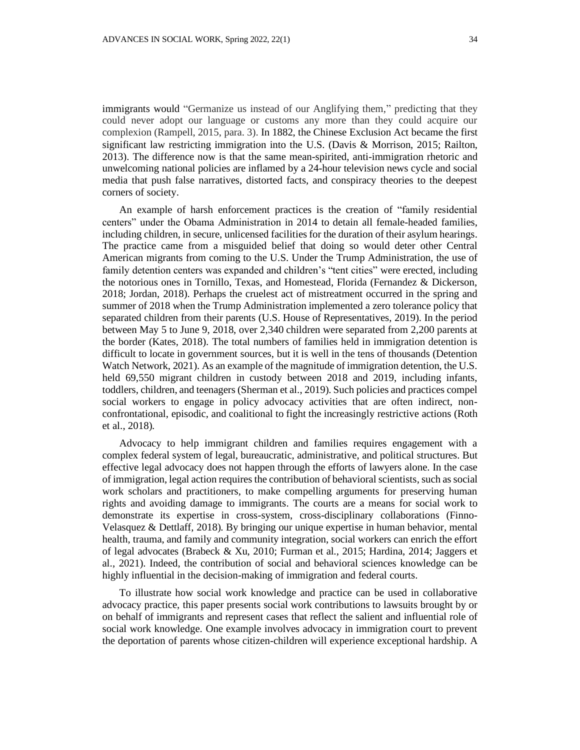immigrants would "Germanize us instead of our Anglifying them," predicting that they could never adopt our language or customs any more than they could acquire our complexion (Rampell, 2015, para. 3). In 1882, the Chinese Exclusion Act became the first significant law restricting immigration into the U.S. (Davis & Morrison, 2015; Railton, 2013). The difference now is that the same mean-spirited, anti-immigration rhetoric and unwelcoming national policies are inflamed by a 24-hour television news cycle and social media that push false narratives, distorted facts, and conspiracy theories to the deepest corners of society.

An example of harsh enforcement practices is the creation of "family residential centers" under the Obama Administration in 2014 to detain all female-headed families, including children, in secure, unlicensed facilities for the duration of their asylum hearings. The practice came from a misguided belief that doing so would deter other Central American migrants from coming to the U.S. Under the Trump Administration, the use of family detention centers was expanded and children's "tent cities" were erected, including the notorious ones in Tornillo, Texas, and Homestead, Florida (Fernandez & Dickerson, 2018; Jordan, 2018). Perhaps the cruelest act of mistreatment occurred in the spring and summer of 2018 when the Trump Administration implemented a zero tolerance policy that separated children from their parents (U.S. House of Representatives, 2019). In the period between May 5 to June 9, 2018, over 2,340 children were separated from 2,200 parents at the border (Kates, 2018). The total numbers of families held in immigration detention is difficult to locate in government sources, but it is well in the tens of thousands (Detention Watch Network, 2021). As an example of the magnitude of immigration detention, the U.S. held 69,550 migrant children in custody between 2018 and 2019, including infants, toddlers, children, and teenagers (Sherman et al., 2019). Such policies and practices compel social workers to engage in policy advocacy activities that are often indirect, non-confrontational, episodic, and coalitional to fight the increasingly restrictive actions (Roth et al., 2018).

Advocacy to help immigrant children and families requires engagement with a complex federal system of legal, bureaucratic, administrative, and political structures. But effective legal advocacy does not happen through the efforts of lawyers alone. In the case of immigration, legal action requires the contribution of behavioral scientists, such as social work scholars and practitioners, to make compelling arguments for preserving human rights and avoiding damage to immigrants. The courts are a means for social work to demonstrate its expertise in cross-system, cross-disciplinary collaborations (Finno-Velasquez & Dettlaff, 2018). By bringing our unique expertise in human behavior, mental health, trauma, and family and community integration, social workers can enrich the effort of legal advocates (Brabeck & Xu, 2010; Furman et al., 2015; Hardina, 2014; Jaggers et al., 2021). Indeed, the contribution of social and behavioral sciences knowledge can be highly influential in the decision-making of immigration and federal courts.

To illustrate how social work knowledge and practice can be used in collaborative advocacy practice, this paper presents social work contributions to lawsuits brought by or on behalf of immigrants and represent cases that reflect the salient and influential role of social work knowledge. One example involves advocacy in immigration court to prevent the deportation of parents whose citizen-children will experience exceptional hardship. A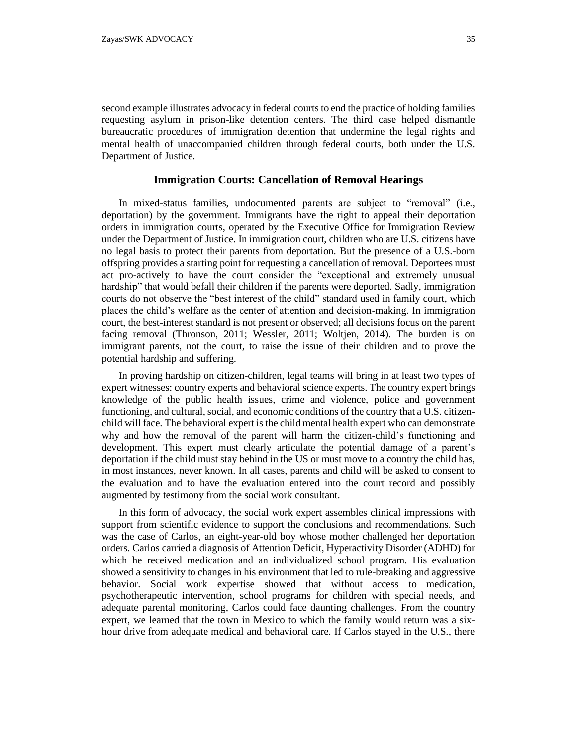second example illustrates advocacy in federal courts to end the practice of holding families requesting asylum in prison-like detention centers. The third case helped dismantle bureaucratic procedures of immigration detention that undermine the legal rights and mental health of unaccompanied children through federal courts, both under the U.S. Department of Justice.

## Immigration Courts: Cancellation of Removal Hearings

In mixed-status families, undocumented parents are subject to "removal" (i.e., deportation) by the government. Immigrants have the right to appeal their deportation orders in immigration courts, operated by the Executive Office for Immigration Review under the Department of Justice. In immigration court, children who are U.S. citizens have no legal basis to protect their parents from deportation. But the presence of a U.S.-born offspring provides a starting point for requesting a cancellation of removal. Deportees must act pro-actively to have the court consider the "exceptional and extremely unusual hardship" that would befall their children if the parents were deported. Sadly, immigration courts do not observe the "best interest of the child" standard used in family court, which places the child's welfare as the center of attention and decision-making. In immigration court, the best-interest standard is not present or observed; all decisions focus on the parent facing removal (Thronson, 2011; Wessler, 2011; Woltjen, 2014). The burden is on immigrant parents, not the court, to raise the issue of their children and to prove the potential hardship and suffering.

In proving hardship on citizen-children, legal teams will bring in at least two types of expert witnesses: country experts and behavioral science experts. The country expert brings knowledge of the public health issues, crime and violence, police and government functioning, and cultural, social, and economic conditions of the country that a U.S. citizen-child will face. The behavioral expert is the child mental health expert who can demonstrate why and how the removal of the parent will harm the citizen-child's functioning and development. This expert must clearly articulate the potential damage of a parent's deportation if the child must stay behind in the US or must move to a country the child has, in most instances, never known. In all cases, parents and child will be asked to consent to the evaluation and to have the evaluation entered into the court record and possibly augmented by testimony from the social work consultant.

In this form of advocacy, the social work expert assembles clinical impressions with support from scientific evidence to support the conclusions and recommendations. Such was the case of Carlos, an eight-year-old boy whose mother challenged her deportation orders. Carlos carried a diagnosis of Attention Deficit, Hyperactivity Disorder (ADHD) for which he received medication and an individualized school program. His evaluation showed a sensitivity to changes in his environment that led to rule-breaking and aggressive behavior. Social work expertise showed that without access to medication, psychotherapeutic intervention, school programs for children with special needs, and adequate parental monitoring, Carlos could face daunting challenges. From the country expert, we learned that the town in Mexico to which the family would return was a six-hour drive from adequate medical and behavioral care. If Carlos stayed in the U.S., there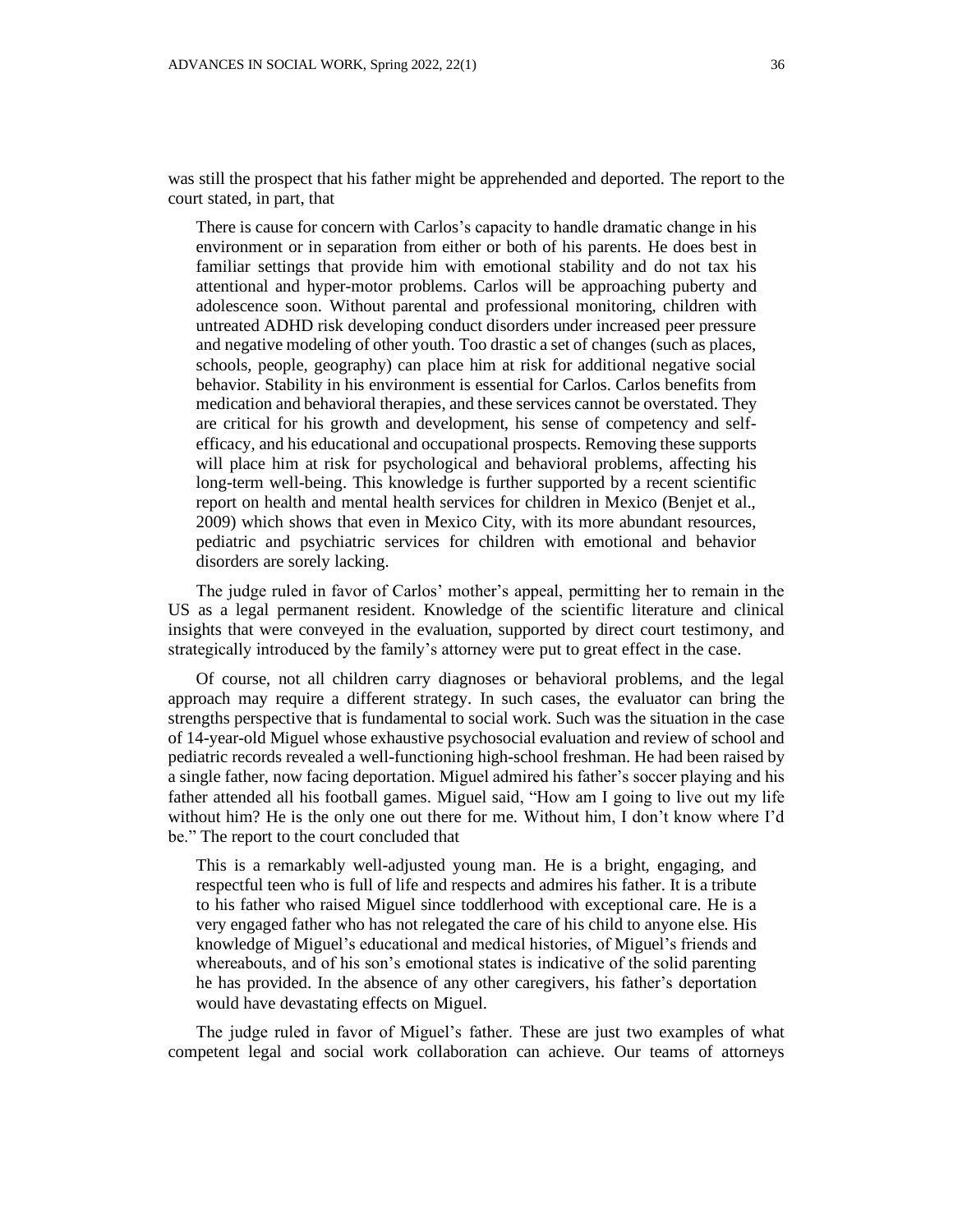was still the prospect that his father might be apprehended and deported. The report to the court stated, in part, that

> There is cause for concern with Carlos's capacity to handle dramatic change in his environment or in separation from either or both of his parents. He does best in familiar settings that provide him with emotional stability and do not tax his attentional and hyper-motor problems. Carlos will be approaching puberty and adolescence soon. Without parental and professional monitoring, children with untreated ADHD risk developing conduct disorders under increased peer pressure and negative modeling of other youth. Too drastic a set of changes (such as places, schools, people, geography) can place him at risk for additional negative social behavior. Stability in his environment is essential for Carlos. Carlos benefits from medication and behavioral therapies, and these services cannot be overstated. They are critical for his growth and development, his sense of competency and self-efficacy, and his educational and occupational prospects. Removing these supports will place him at risk for psychological and behavioral problems, affecting his long-term well-being. This knowledge is further supported by a recent scientific report on health and mental health services for children in Mexico (Benjet et al., 2009) which shows that even in Mexico City, with its more abundant resources, pediatric and psychiatric services for children with emotional and behavior disorders are sorely lacking.

The judge ruled in favor of Carlos' mother's appeal, permitting her to remain in the US as a legal permanent resident. Knowledge of the scientific literature and clinical insights that were conveyed in the evaluation, supported by direct court testimony, and strategically introduced by the family's attorney were put to great effect in the case.

Of course, not all children carry diagnoses or behavioral problems, and the legal approach may require a different strategy. In such cases, the evaluator can bring the strengths perspective that is fundamental to social work. Such was the situation in the case of 14-year-old Miguel whose exhaustive psychosocial evaluation and review of school and pediatric records revealed a well-functioning high-school freshman. He had been raised by a single father, now facing deportation. Miguel admired his father's soccer playing and his father attended all his football games. Miguel said, "How am I going to live out my life without him? He is the only one out there for me. Without him, I don't know where I'd be." The report to the court concluded that

> This is a remarkably well-adjusted young man. He is a bright, engaging, and respectful teen who is full of life and respects and admires his father. It is a tribute to his father who raised Miguel since toddlerhood with exceptional care. He is a very engaged father who has not relegated the care of his child to anyone else. His knowledge of Miguel's educational and medical histories, of Miguel's friends and whereabouts, and of his son's emotional states is indicative of the solid parenting he has provided. In the absence of any other caregivers, his father's deportation would have devastating effects on Miguel.

The judge ruled in favor of Miguel's father. These are just two examples of what competent legal and social work collaboration can achieve. Our teams of attorneys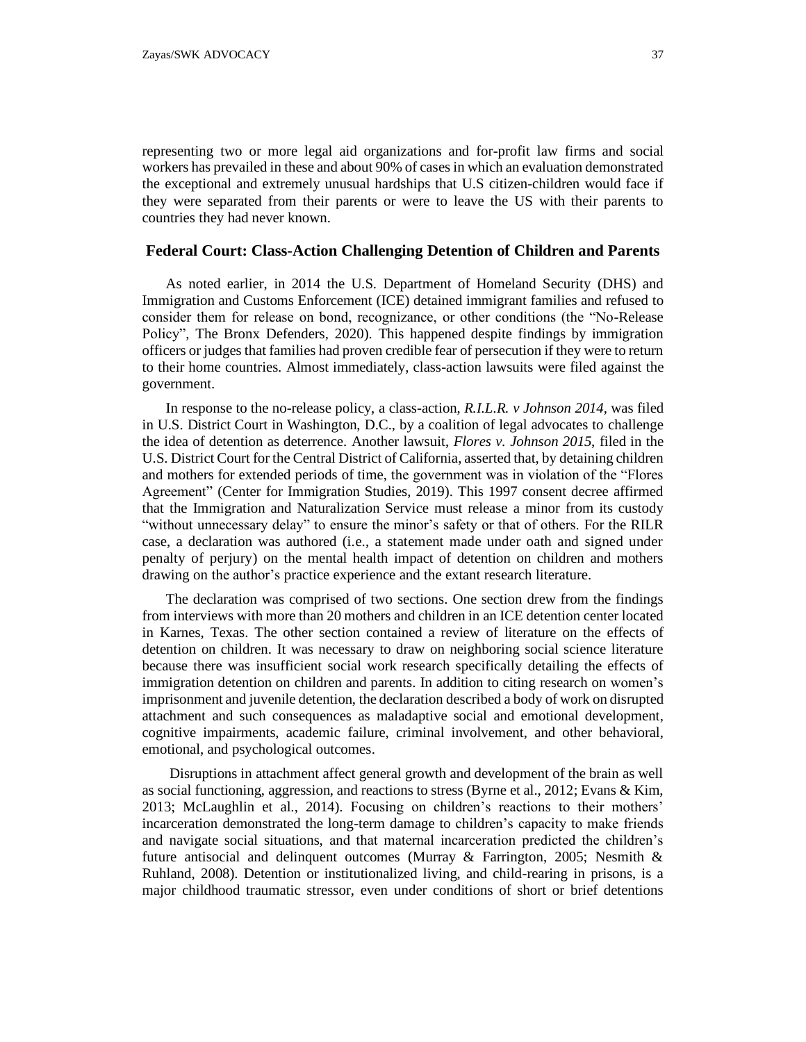representing two or more legal aid organizations and for-profit law firms and social workers has prevailed in these and about 90% of cases in which an evaluation demonstrated the exceptional and extremely unusual hardships that U.S citizen-children would face if they were separated from their parents or were to leave the US with their parents to countries they had never known.

## Federal Court: Class-Action Challenging Detention of Children and Parents

As noted earlier, in 2014 the U.S. Department of Homeland Security (DHS) and Immigration and Customs Enforcement (ICE) detained immigrant families and refused to consider them for release on bond, recognizance, or other conditions (the "No-Release Policy", The Bronx Defenders, 2020). This happened despite findings by immigration officers or judges that families had proven credible fear of persecution if they were to return to their home countries. Almost immediately, class-action lawsuits were filed against the government.

In response to the no-release policy, a class-action, *R.I.L.R. v Johnson 2014*, was filed in U.S. District Court in Washington, D.C., by a coalition of legal advocates to challenge the idea of detention as deterrence. Another lawsuit, *Flores v. Johnson 2015*, filed in the U.S. District Court for the Central District of California, asserted that, by detaining children and mothers for extended periods of time, the government was in violation of the "Flores Agreement" (Center for Immigration Studies, 2019). This 1997 consent decree affirmed that the Immigration and Naturalization Service must release a minor from its custody "without unnecessary delay" to ensure the minor's safety or that of others. For the RILR case, a declaration was authored (i.e., a statement made under oath and signed under penalty of perjury) on the mental health impact of detention on children and mothers drawing on the author's practice experience and the extant research literature.

The declaration was comprised of two sections. One section drew from the findings from interviews with more than 20 mothers and children in an ICE detention center located in Karnes, Texas. The other section contained a review of literature on the effects of detention on children. It was necessary to draw on neighboring social science literature because there was insufficient social work research specifically detailing the effects of immigration detention on children and parents. In addition to citing research on women's imprisonment and juvenile detention, the declaration described a body of work on disrupted attachment and such consequences as maladaptive social and emotional development, cognitive impairments, academic failure, criminal involvement, and other behavioral, emotional, and psychological outcomes.

Disruptions in attachment affect general growth and development of the brain as well as social functioning, aggression, and reactions to stress (Byrne et al., 2012; Evans & Kim, 2013; McLaughlin et al., 2014). Focusing on children's reactions to their mothers' incarceration demonstrated the long-term damage to children's capacity to make friends and navigate social situations, and that maternal incarceration predicted the children's future antisocial and delinquent outcomes (Murray & Farrington, 2005; Nesmith & Ruhland, 2008). Detention or institutionalized living, and child-rearing in prisons, is a major childhood traumatic stressor, even under conditions of short or brief detentions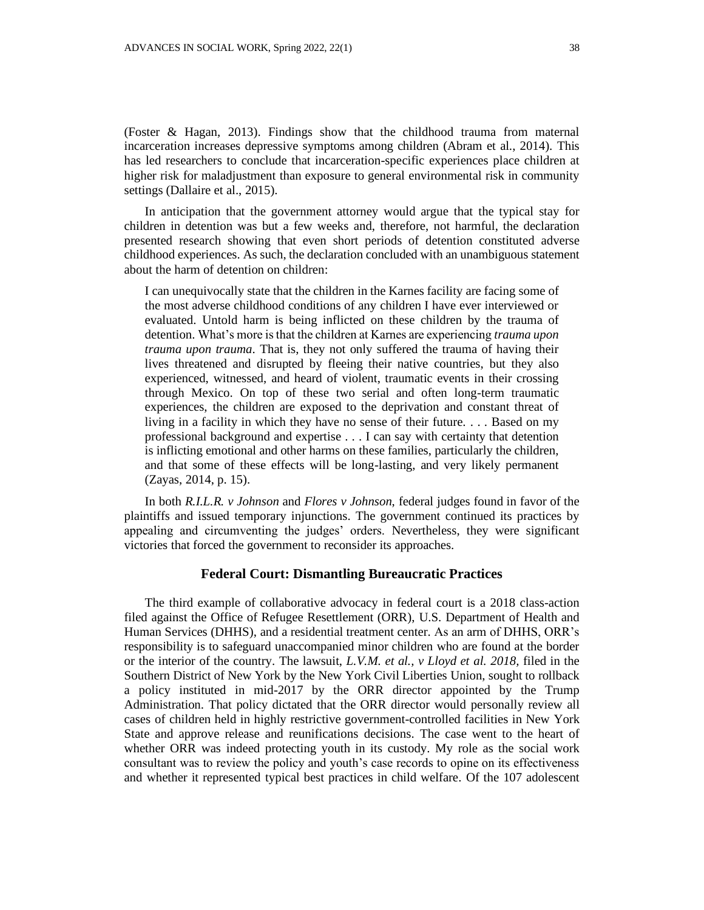(Foster & Hagan, 2013). Findings show that the childhood trauma from maternal incarceration increases depressive symptoms among children (Abram et al., 2014). This has led researchers to conclude that incarceration-specific experiences place children at higher risk for maladjustment than exposure to general environmental risk in community settings (Dallaire et al., 2015).

In anticipation that the government attorney would argue that the typical stay for children in detention was but a few weeks and, therefore, not harmful, the declaration presented research showing that even short periods of detention constituted adverse childhood experiences. As such, the declaration concluded with an unambiguous statement about the harm of detention on children:

> I can unequivocally state that the children in the Karnes facility are facing some of the most adverse childhood conditions of any children I have ever interviewed or evaluated. Untold harm is being inflicted on these children by the trauma of detention. What's more is that the children at Karnes are experiencing *trauma upon trauma upon trauma*. That is, they not only suffered the trauma of having their lives threatened and disrupted by fleeing their native countries, but they also experienced, witnessed, and heard of violent, traumatic events in their crossing through Mexico. On top of these two serial and often long-term traumatic experiences, the children are exposed to the deprivation and constant threat of living in a facility in which they have no sense of their future. . . . Based on my professional background and expertise . . . I can say with certainty that detention is inflicting emotional and other harms on these families, particularly the children, and that some of these effects will be long-lasting, and very likely permanent (Zayas, 2014, p. 15).

In both *R.I.L.R. v Johnson* and *Flores v Johnson*, federal judges found in favor of the plaintiffs and issued temporary injunctions. The government continued its practices by appealing and circumventing the judges' orders. Nevertheless, they were significant victories that forced the government to reconsider its approaches.

## Federal Court: Dismantling Bureaucratic Practices

The third example of collaborative advocacy in federal court is a 2018 class-action filed against the Office of Refugee Resettlement (ORR), U.S. Department of Health and Human Services (DHHS), and a residential treatment center. As an arm of DHHS, ORR's responsibility is to safeguard unaccompanied minor children who are found at the border or the interior of the country. The lawsuit, *L.V.M. et al., v Lloyd et al. 2018,* filed in the Southern District of New York by the New York Civil Liberties Union, sought to rollback a policy instituted in mid-2017 by the ORR director appointed by the Trump Administration. That policy dictated that the ORR director would personally review all cases of children held in highly restrictive government-controlled facilities in New York State and approve release and reunifications decisions. The case went to the heart of whether ORR was indeed protecting youth in its custody. My role as the social work consultant was to review the policy and youth's case records to opine on its effectiveness and whether it represented typical best practices in child welfare. Of the 107 adolescent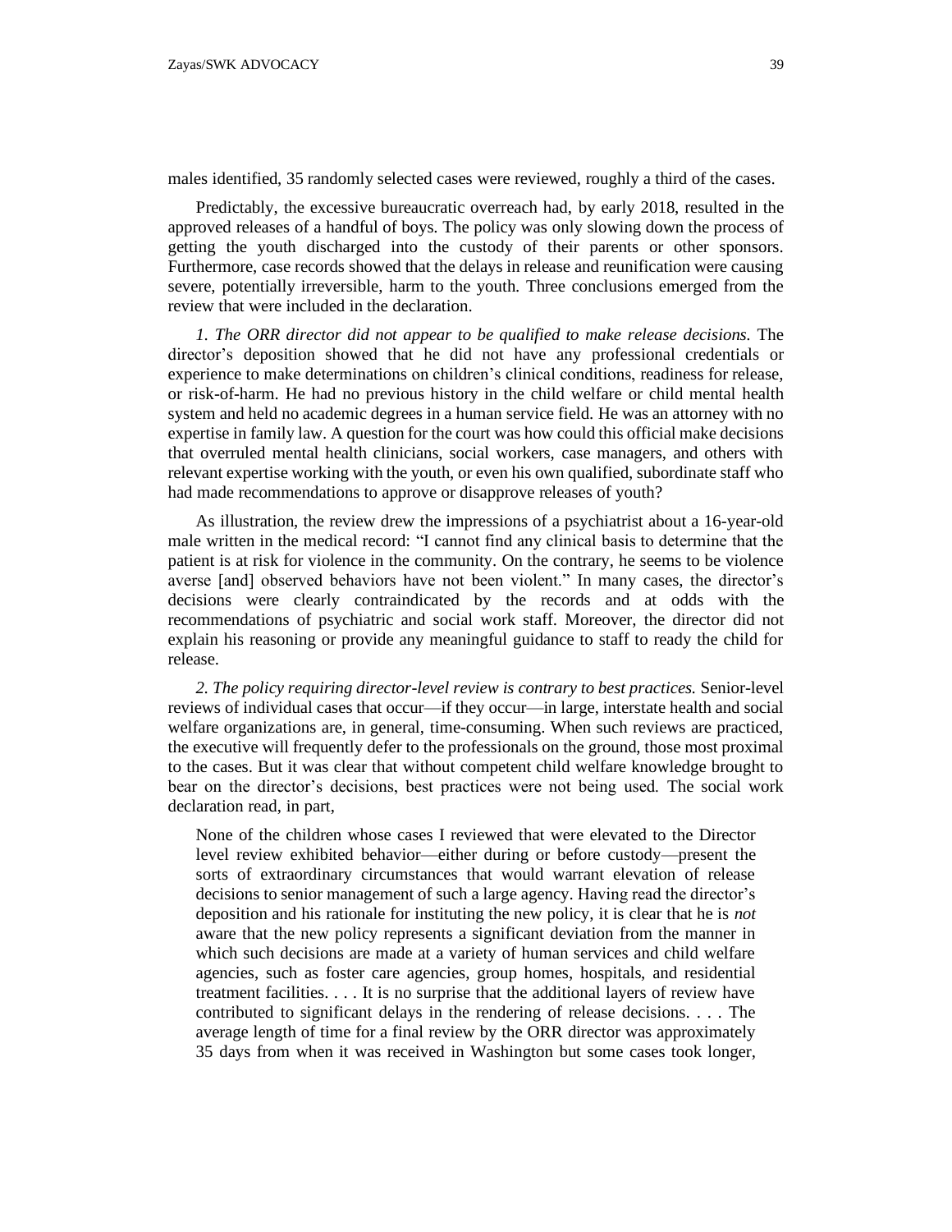males identified, 35 randomly selected cases were reviewed, roughly a third of the cases.

Predictably, the excessive bureaucratic overreach had, by early 2018, resulted in the approved releases of a handful of boys. The policy was only slowing down the process of getting the youth discharged into the custody of their parents or other sponsors. Furthermore, case records showed that the delays in release and reunification were causing severe, potentially irreversible, harm to the youth. Three conclusions emerged from the review that were included in the declaration.

*1. The ORR director did not appear to be qualified to make release decisions.* The director's deposition showed that he did not have any professional credentials or experience to make determinations on children's clinical conditions, readiness for release, or risk-of-harm. He had no previous history in the child welfare or child mental health system and held no academic degrees in a human service field. He was an attorney with no expertise in family law. A question for the court was how could this official make decisions that overruled mental health clinicians, social workers, case managers, and others with relevant expertise working with the youth, or even his own qualified, subordinate staff who had made recommendations to approve or disapprove releases of youth?

As illustration, the review drew the impressions of a psychiatrist about a 16-year-old male written in the medical record: "I cannot find any clinical basis to determine that the patient is at risk for violence in the community. On the contrary, he seems to be violence averse [and] observed behaviors have not been violent." In many cases, the director's decisions were clearly contraindicated by the records and at odds with the recommendations of psychiatric and social work staff. Moreover, the director did not explain his reasoning or provide any meaningful guidance to staff to ready the child for release.

*2. The policy requiring director-level review is contrary to best practices.* Senior-level reviews of individual cases that occur—if they occur—in large, interstate health and social welfare organizations are, in general, time-consuming. When such reviews are practiced, the executive will frequently defer to the professionals on the ground, those most proximal to the cases. But it was clear that without competent child welfare knowledge brought to bear on the director's decisions, best practices were not being used. The social work declaration read, in part,

> None of the children whose cases I reviewed that were elevated to the Director level review exhibited behavior—either during or before custody—present the sorts of extraordinary circumstances that would warrant elevation of release decisions to senior management of such a large agency. Having read the director's deposition and his rationale for instituting the new policy, it is clear that he is *not* aware that the new policy represents a significant deviation from the manner in which such decisions are made at a variety of human services and child welfare agencies, such as foster care agencies, group homes, hospitals, and residential treatment facilities. . . . It is no surprise that the additional layers of review have contributed to significant delays in the rendering of release decisions. . . . The average length of time for a final review by the ORR director was approximately 35 days from when it was received in Washington but some cases took longer,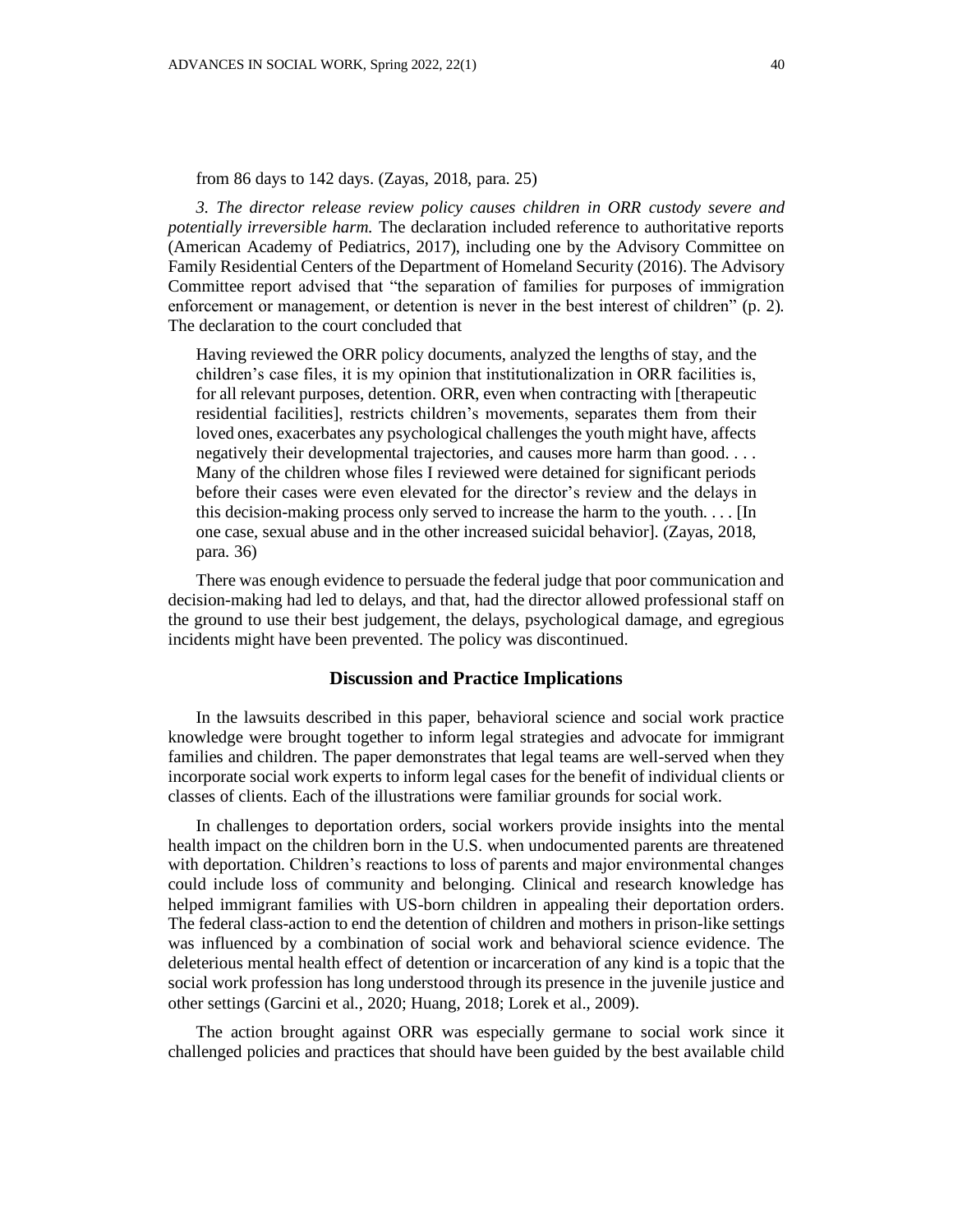from 86 days to 142 days. (Zayas, 2018, para. 25)

*3. The director release review policy causes children in ORR custody severe and potentially irreversible harm.* The declaration included reference to authoritative reports (American Academy of Pediatrics, 2017), including one by the Advisory Committee on Family Residential Centers of the Department of Homeland Security (2016). The Advisory Committee report advised that "the separation of families for purposes of immigration enforcement or management, or detention is never in the best interest of children" (p. 2). The declaration to the court concluded that

> Having reviewed the ORR policy documents, analyzed the lengths of stay, and the children's case files, it is my opinion that institutionalization in ORR facilities is, for all relevant purposes, detention. ORR, even when contracting with [therapeutic residential facilities], restricts children's movements, separates them from their loved ones, exacerbates any psychological challenges the youth might have, affects negatively their developmental trajectories, and causes more harm than good. . . . Many of the children whose files I reviewed were detained for significant periods before their cases were even elevated for the director's review and the delays in this decision-making process only served to increase the harm to the youth. . . . [In one case, sexual abuse and in the other increased suicidal behavior]. (Zayas, 2018, para. 36)

There was enough evidence to persuade the federal judge that poor communication and decision-making had led to delays, and that, had the director allowed professional staff on the ground to use their best judgement, the delays, psychological damage, and egregious incidents might have been prevented. The policy was discontinued.

## Discussion and Practice Implications

In the lawsuits described in this paper, behavioral science and social work practice knowledge were brought together to inform legal strategies and advocate for immigrant families and children. The paper demonstrates that legal teams are well-served when they incorporate social work experts to inform legal cases for the benefit of individual clients or classes of clients. Each of the illustrations were familiar grounds for social work.

In challenges to deportation orders, social workers provide insights into the mental health impact on the children born in the U.S. when undocumented parents are threatened with deportation. Children's reactions to loss of parents and major environmental changes could include loss of community and belonging. Clinical and research knowledge has helped immigrant families with US-born children in appealing their deportation orders. The federal class-action to end the detention of children and mothers in prison-like settings was influenced by a combination of social work and behavioral science evidence. The deleterious mental health effect of detention or incarceration of any kind is a topic that the social work profession has long understood through its presence in the juvenile justice and other settings (Garcini et al., 2020; Huang, 2018; Lorek et al., 2009).

The action brought against ORR was especially germane to social work since it challenged policies and practices that should have been guided by the best available child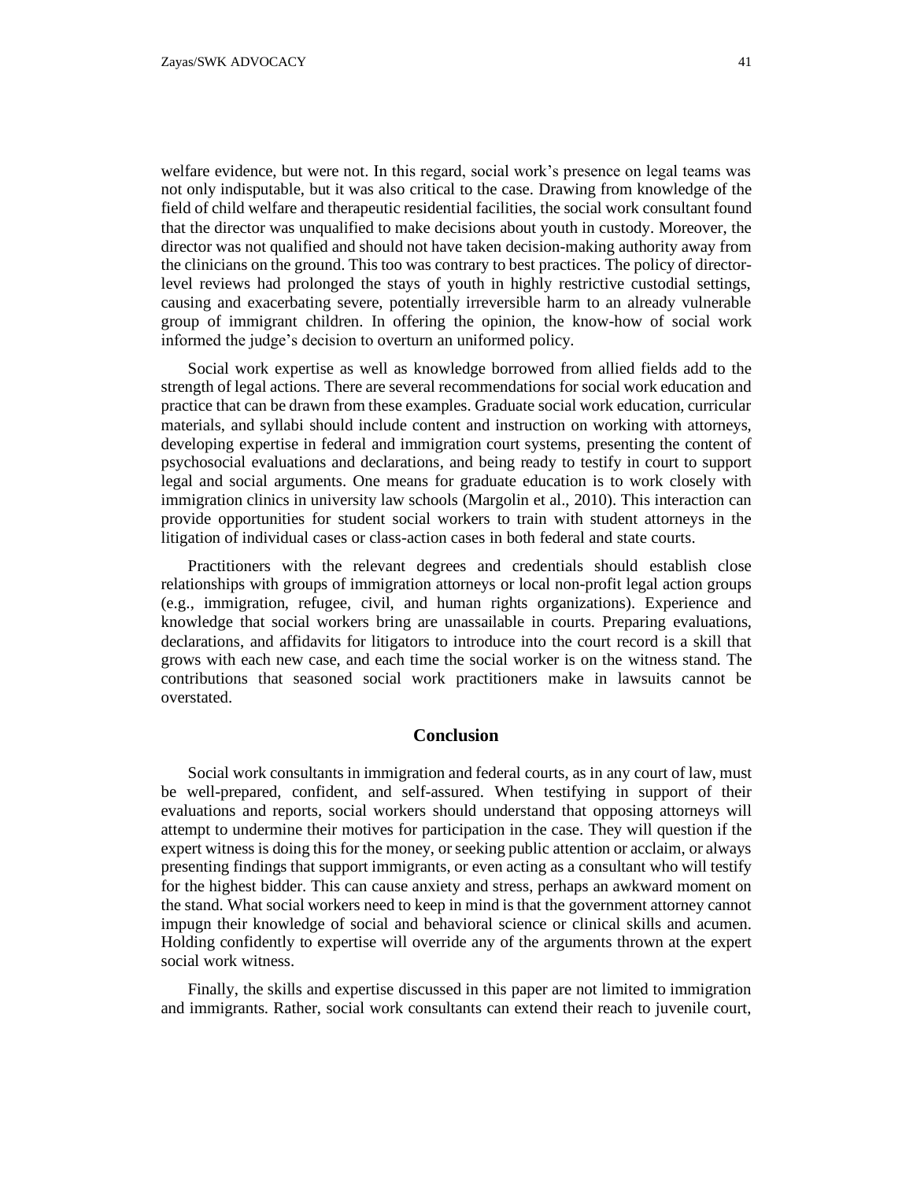welfare evidence, but were not. In this regard, social work's presence on legal teams was not only indisputable, but it was also critical to the case. Drawing from knowledge of the field of child welfare and therapeutic residential facilities, the social work consultant found that the director was unqualified to make decisions about youth in custody. Moreover, the director was not qualified and should not have taken decision-making authority away from the clinicians on the ground. This too was contrary to best practices. The policy of director-level reviews had prolonged the stays of youth in highly restrictive custodial settings, causing and exacerbating severe, potentially irreversible harm to an already vulnerable group of immigrant children. In offering the opinion, the know-how of social work informed the judge's decision to overturn an uformed policy.

Social work expertise as well as knowledge borrowed from allied fields add to the strength of legal actions. There are several recommendations for social work education and practice that can be drawn from these examples. Graduate social work education, curricular materials, and syllabi should include content and instruction on working with attorneys, developing expertise in federal and immigration court systems, presenting the content of psychosocial evaluations and declarations, and being ready to testify in court to support legal and social arguments. One means for graduate education is to work closely with immigration clinics in university law schools (Margolin et al., 2010). This interaction can provide opportunities for student social workers to train with student attorneys in the litigation of individual cases or class-action cases in both federal and state courts.

Practitioners with the relevant degrees and credentials should establish close relationships with groups of immigration attorneys or local non-profit legal action groups (e.g., immigration, refugee, civil, and human rights organizations). Experience and knowledge that social workers bring are unassailable in courts. Preparing evaluations, declarations, and affidavits for litigators to introduce into the court record is a skill that grows with each new case, and each time the social worker is on the witness stand. The contributions that seasoned social work practitioners make in lawsuits cannot be overstated.

## Conclusion

Social work consultants in immigration and federal courts, as in any court of law, must be well-prepared, confident, and self-assured. When testifying in support of their evaluations and reports, social workers should understand that opposing attorneys will attempt to undermine their motives for participation in the case. They will question if the expert witness is doing this for the money, or seeking public attention or acclaim, or always presenting findings that support immigrants, or even acting as a consultant who will testify for the highest bidder. This can cause anxiety and stress, perhaps an awkward moment on the stand. What social workers need to keep in mind is that the government attorney cannot impugn their knowledge of social and behavioral science or clinical skills and acumen. Holding confidently to expertise will override any of the arguments thrown at the expert social work witness.

Finally, the skills and expertise discussed in this paper are not limited to immigration and immigrants. Rather, social work consultants can extend their reach to juvenile court,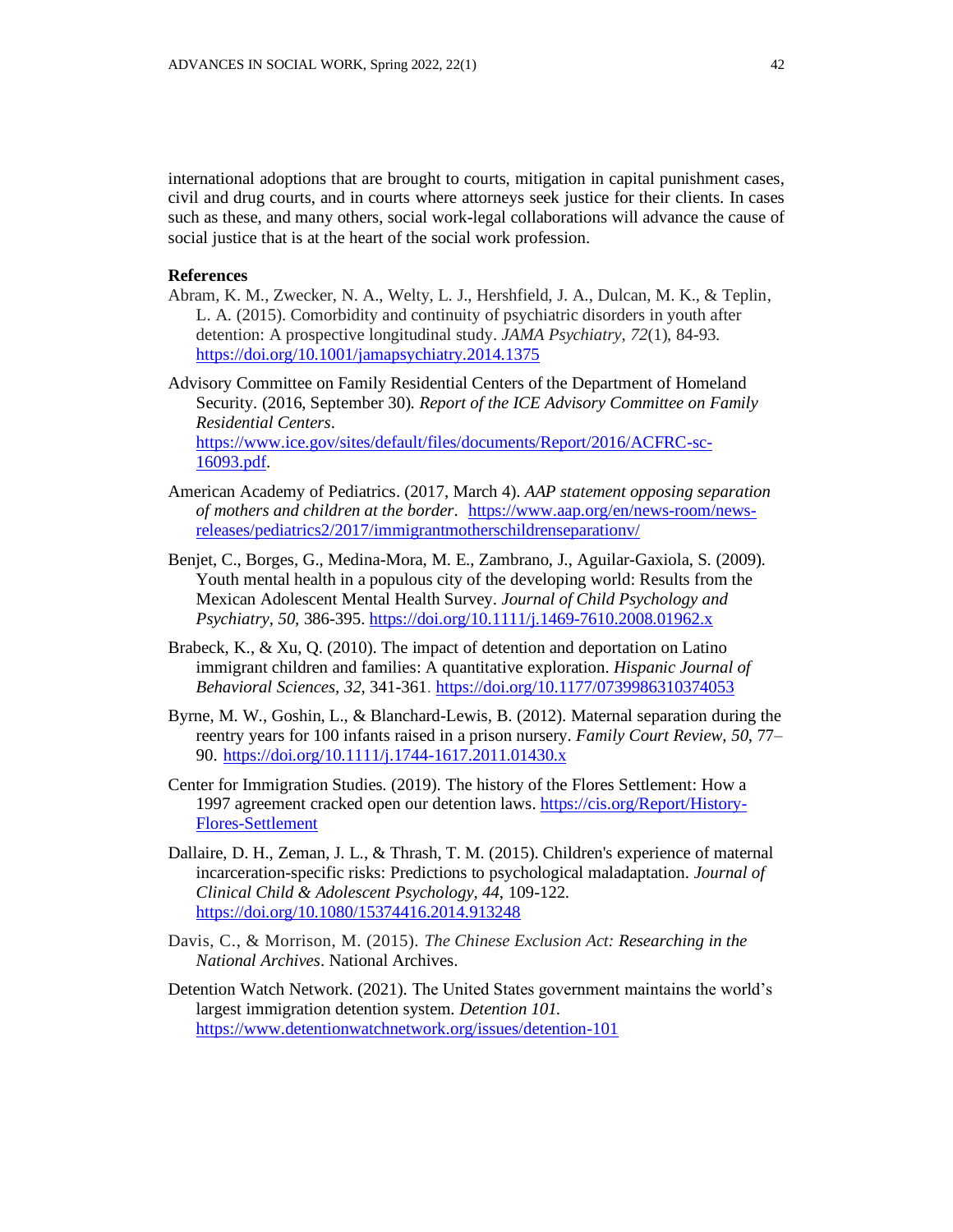international adoptions that are brought to courts, mitigation in capital punishment cases, civil and drug courts, and in courts where attorneys seek justice for their clients. In cases such as these, and many others, social work-legal collaborations will advance the cause of social justice that is at the heart of the social work profession.

## References

Abram, K. M., Zwecker, N. A., Welty, L. J., Hershfield, J. A., Dulcan, M. K., & Teplin, L. A. (2015). Comorbidity and continuity of psychiatric disorders in youth after detention: A prospective longitudinal study. *JAMA Psychiatry*, *72*(1), 84-93. https://doi.org/10.1001/jamapsychiatry.2014.1375

Advisory Committee on Family Residential Centers of the Department of Homeland Security. (2016, September 30). *Report of the ICE Advisory Committee on Family Residential Centers*. https://www.ice.gov/sites/default/files/documents/Report/2016/ACFRC-sc-16093.pdf.

American Academy of Pediatrics. (2017, March 4). *AAP statement opposing separation of mothers and children at the border*. https://www.aap.org/en/news-room/news-releases/pediatrics2/2017/immigrantmotherschildrenseparationv/

Benjet, C., Borges, G., Medina-Mora, M. E., Zambrano, J., Aguilar-Gaxiola, S. (2009). Youth mental health in a populous city of the developing world: Results from the Mexican Adolescent Mental Health Survey. *Journal of Child Psychology and Psychiatry, 50*, 386-395. https://doi.org/10.1111/j.1469-7610.2008.01962.x

Brabeck, K., & Xu, Q. (2010). The impact of detention and deportation on Latino immigrant children and families: A quantitative exploration. *Hispanic Journal of Behavioral Sciences, 32*, 341-361. https://doi.org/10.1177/0739986310374053

Byrne, M. W., Goshin, L., & Blanchard-Lewis, B. (2012). Maternal separation during the reentry years for 100 infants raised in a prison nursery. *Family Court Review, 50*, 77–90. https://doi.org/10.1111/j.1744-1617.2011.01430.x

Center for Immigration Studies. (2019). The history of the Flores Settlement: How a 1997 agreement cracked open our detention laws. https://cis.org/Report/History-Flores-Settlement

Dallaire, D. H., Zeman, J. L., & Thrash, T. M. (2015). Children's experience of maternal incarceration-specific risks: Predictions to psychological maladaptation. *Journal of Clinical Child & Adolescent Psychology, 44*, 109-122. https://doi.org/10.1080/15374416.2014.913248

Davis, C., & Morrison, M. (2015). *The Chinese Exclusion Act: Researching in the National Archives*. National Archives.

Detention Watch Network. (2021). The United States government maintains the world's largest immigration detention system. *Detention 101.* https://www.detentionwatchnetwork.org/issues/detention-101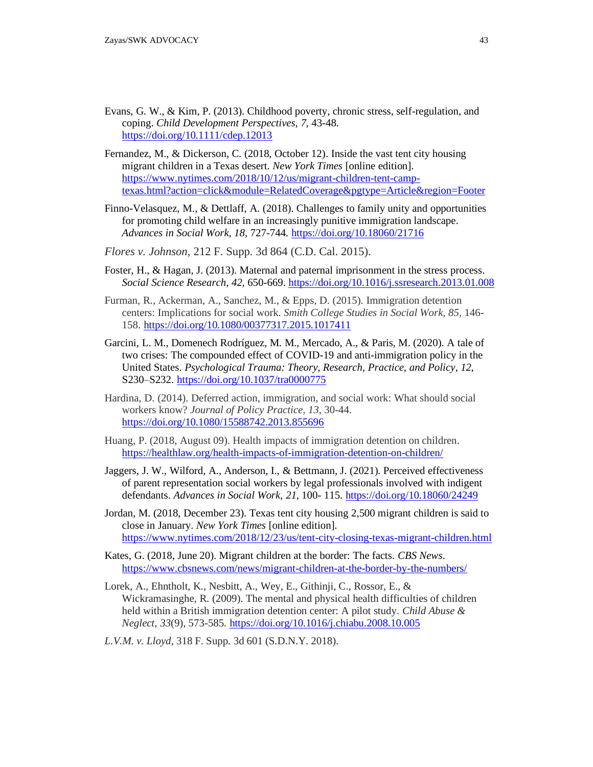Evans, G. W., & Kim, P. (2013). Childhood poverty, chronic stress, self-regulation, and coping. *Child Development Perspectives, 7*, 43-48. https://doi.org/10.1111/cdep.12013

Fernandez, M., & Dickerson, C. (2018, October 12). Inside the vast tent city housing migrant children in a Texas desert. *New York Times* [online edition]. https://www.nytimes.com/2018/10/12/us/migrant-children-tent-camp-texas.html?action=click&module=RelatedCoverage&pgtype=Article&region=Footer

Finno-Velasquez, M., & Dettlaff, A. (2018). Challenges to family unity and opportunities for promoting child welfare in an increasingly punitive immigration landscape. *Advances in Social Work, 18,* 727-744. https://doi.org/10.18060/21716

*Flores v. Johnson*, 212 F. Supp. 3d 864 (C.D. Cal. 2015).

Foster, H., & Hagan, J. (2013). Maternal and paternal imprisonment in the stress process. *Social Science Research, 42,* 650-669. https://doi.org/10.1016/j.ssresearch.2013.01.008

Furman, R., Ackerman, A., Sanchez, M., & Epps, D. (2015). Immigration detention centers: Implications for social work. *Smith College Studies in Social Work, 85*, 146-158. https://doi.org/10.1080/00377317.2015.1017411

Garcini, L. M., Domenech Rodríguez, M. M., Mercado, A., & Paris, M. (2020). A tale of two crises: The compounded effect of COVID-19 and anti-immigration policy in the United States. *Psychological Trauma: Theory, Research, Practice, and Policy*, *12*, S230–S232. https://doi.org/10.1037/tra0000775

Hardina, D. (2014). Deferred action, immigration, and social work: What should social workers know? *Journal of Policy Practice, 13*, 30-44. https://doi.org/10.1080/15588742.2013.855696

Huang, P. (2018, August 09). Health impacts of immigration detention on children. https://healthlaw.org/health-impacts-of-immigration-detention-on-children/

Jaggers, J. W., Wilford, A., Anderson, I., & Bettmann, J. (2021). Perceived effectiveness of parent representation social workers by legal professionals involved with indigent defendants. *Advances in Social Work, 21*, 100- 115. https://doi.org/10.18060/24249

Jordan, M. (2018, December 23). Texas tent city housing 2,500 migrant children is said to close in January. *New York Times* [online edition]. https://www.nytimes.com/2018/12/23/us/tent-city-closing-texas-migrant-children.html

Kates, G. (2018, June 20). Migrant children at the border: The facts. *CBS News*. https://www.cbsnews.com/news/migrant-children-at-the-border-by-the-numbers/

Lorek, A., Ehntholt, K., Nesbitt, A., Wey, E., Githinji, C., Rossor, E., & Wickramasinghe, R. (2009). The mental and physical health difficulties of children held within a British immigration detention center: A pilot study. *Child Abuse & Neglect*, *33*(9), 573-585. https://doi.org/10.1016/j.chiabu.2008.10.005

*L.V.M. v. Lloyd*, 318 F. Supp. 3d 601 (S.D.N.Y. 2018).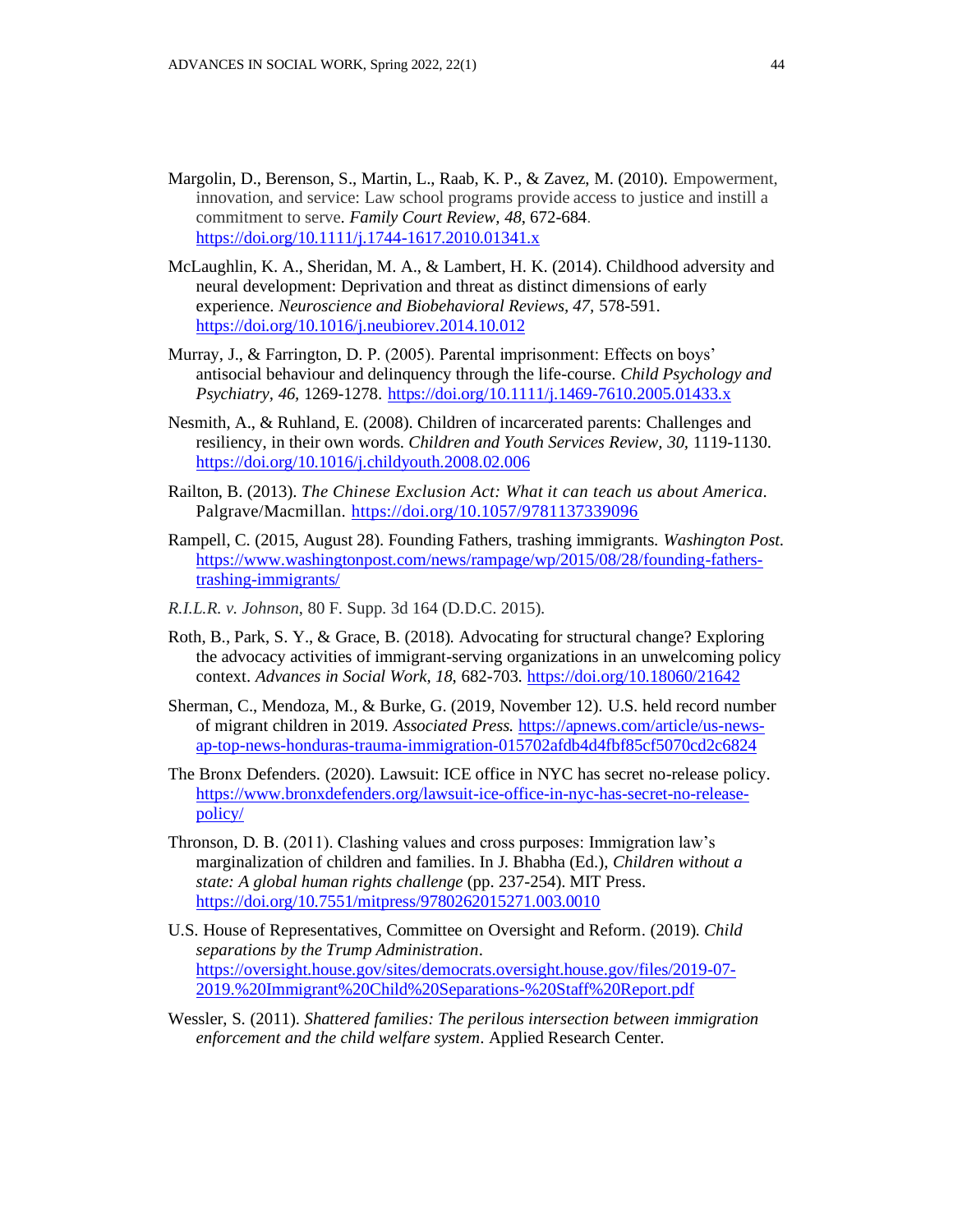Margolin, D., Berenson, S., Martin, L., Raab, K. P., & Zavez, M. (2010). Empowerment, innovation, and service: Law school programs provide access to justice and instill a commitment to serve. *Family Court Review, 48*, 672-684. https://doi.org/10.1111/j.1744-1617.2010.01341.x

McLaughlin, K. A., Sheridan, M. A., & Lambert, H. K. (2014). Childhood adversity and neural development: Deprivation and threat as distinct dimensions of early experience. *Neuroscience and Biobehavioral Reviews*, *47*, 578-591. https://doi.org/10.1016/j.neubiorev.2014.10.012

Murray, J., & Farrington, D. P. (2005). Parental imprisonment: Effects on boys' antisocial behaviour and delinquency through the life-course. *Child Psychology and Psychiatry*, *46,* 1269-1278. https://doi.org/10.1111/j.1469-7610.2005.01433.x

Nesmith, A., & Ruhland, E. (2008). Children of incarcerated parents: Challenges and resiliency, in their own words. *Children and Youth Services Review, 30,* 1119-1130. https://doi.org/10.1016/j.childyouth.2008.02.006

Railton, B. (2013). *The Chinese Exclusion Act: What it can teach us about America.* Palgrave/Macmillan. https://doi.org/10.1057/9781137339096

Rampell, C. (2015, August 28). Founding Fathers, trashing immigrants. *Washington Post.* https://www.washingtonpost.com/news/rampage/wp/2015/08/28/founding-fathers-trashing-immigrants/

*R.I.L.R. v. Johnson*, 80 F. Supp. 3d 164 (D.D.C. 2015).

Roth, B., Park, S. Y., & Grace, B. (2018). Advocating for structural change? Exploring the advocacy activities of immigrant-serving organizations in an unwelcoming policy context. *Advances in Social Work, 18*, 682-703. https://doi.org/10.18060/21642

Sherman, C., Mendoza, M., & Burke, G. (2019, November 12). U.S. held record number of migrant children in 2019. *Associated Press.* https://apnews.com/article/us-news-ap-top-news-honduras-trauma-immigration-015702afdb4d4fbf85cf5070cd2c6824

The Bronx Defenders. (2020). Lawsuit: ICE office in NYC has secret no-release policy. https://www.bronxdefenders.org/lawsuit-ice-office-in-nyc-has-secret-no-release-policy/

Thronson, D. B. (2011). Clashing values and cross purposes: Immigration law's marginalization of children and families. In J. Bhabha (Ed.), *Children without a state: A global human rights challenge* (pp. 237-254). MIT Press. https://doi.org/10.7551/mitpress/9780262015271.003.0010

U.S. House of Representatives, Committee on Oversight and Reform. (2019). *Child separations by the Trump Administration*. https://oversight.house.gov/sites/democrats.oversight.house.gov/files/2019-07-2019.%20Immigrant%20Child%20Separations-%20Staff%20Report.pdf

Wessler, S. (2011). *Shattered families: The perilous intersection between immigration enforcement and the child welfare system*. Applied Research Center.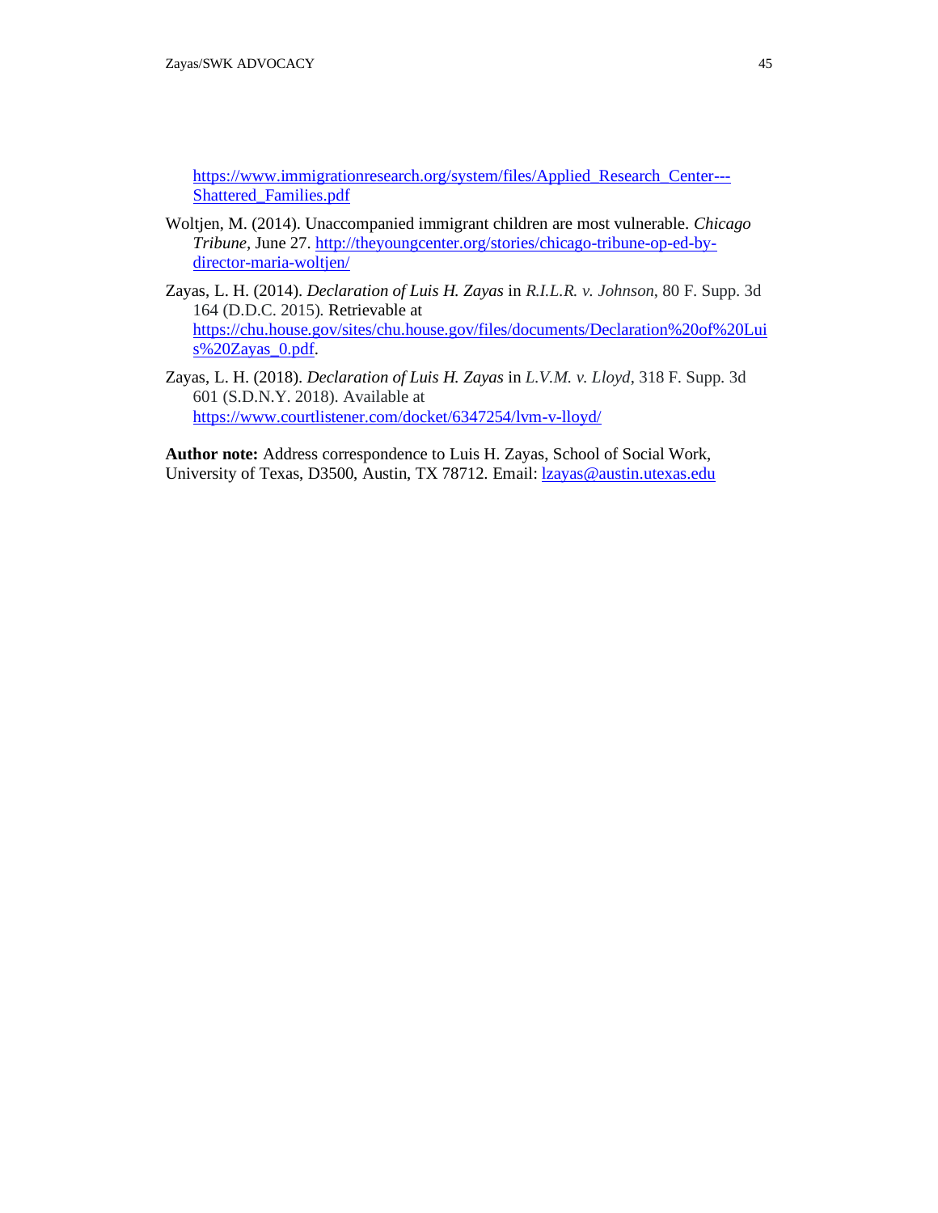https://www.immigrationresearch.org/system/files/Applied_Research_Center---Shattered_Families.pdf

Woltjen, M. (2014). Unaccompanied immigrant children are most vulnerable. *Chicago Tribune*, June 27. http://theyoungcenter.org/stories/chicago-tribune-op-ed-by-director-maria-woltjen/

Zayas, L. H. (2014). *Declaration of Luis H. Zayas* in *R.I.L.R. v. Johnson*, 80 F. Supp. 3d 164 (D.D.C. 2015). Retrievable at https://chu.house.gov/sites/chu.house.gov/files/documents/Declaration%20of%20Luis%20Zayas_0.pdf.

Zayas, L. H. (2018). *Declaration of Luis H. Zayas* in *L.V.M. v. Lloyd*, 318 F. Supp. 3d 601 (S.D.N.Y. 2018). Available at https://www.courtlistener.com/docket/6347254/lvm-v-lloyd/

**Author note:** Address correspondence to Luis H. Zayas, School of Social Work, University of Texas, D3500, Austin, TX 78712. Email: lzayas@austin.utexas.edu